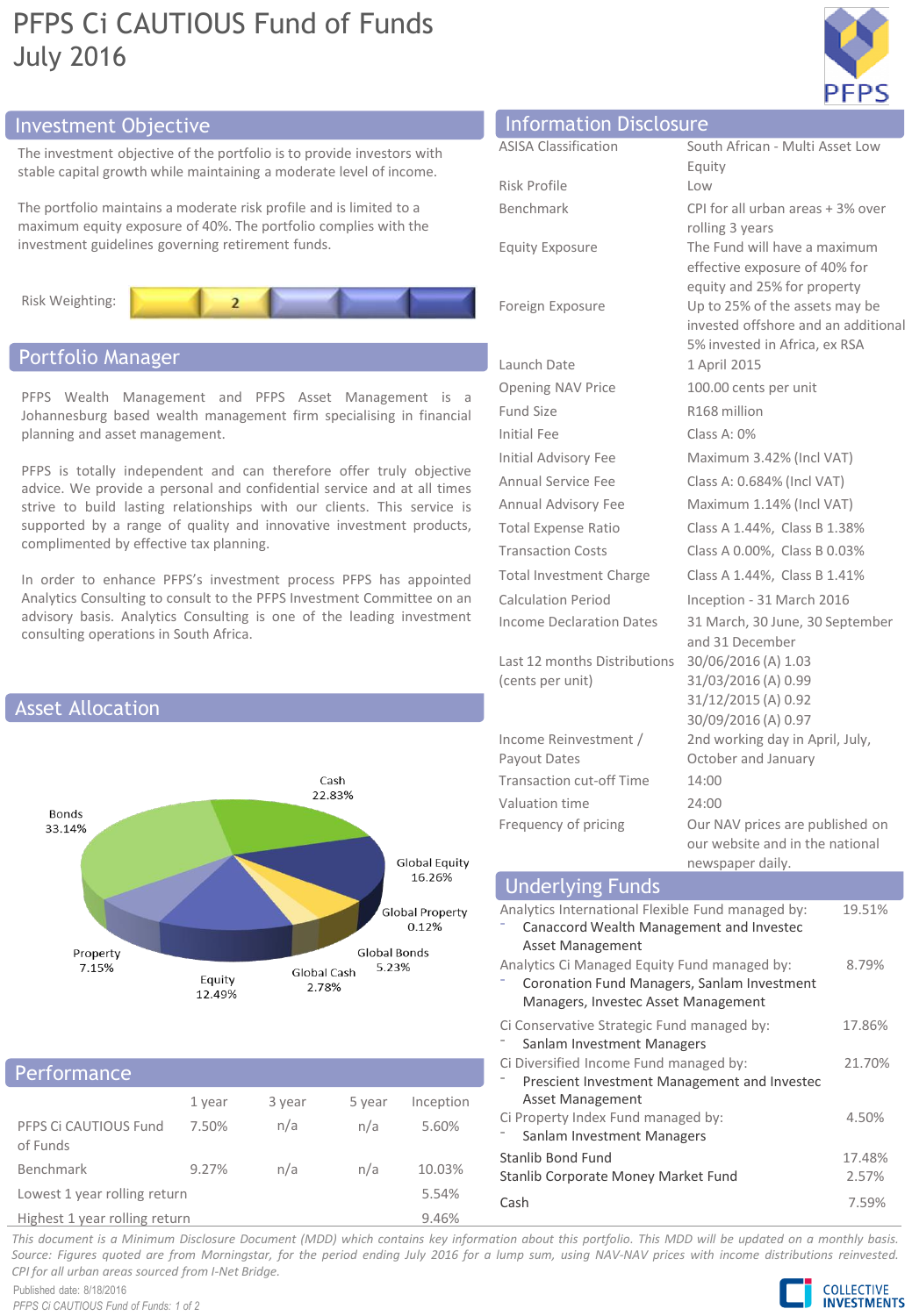# PFPS Ci CAUTIOUS Fund of Funds
July 2016

## Investment Objective

The investment objective of the portfolio is to provide investors with stable capital growth while maintaining a moderate level of income.

The portfolio maintains a moderate risk profile and is limited to a maximum equity exposure of 40%. The portfolio complies with the investment guidelines governing retirement funds.

Risk Weighting: 2

## Portfolio Manager

PFPS Wealth Management and PFPS Asset Management is a Johannesburg based wealth management firm specialising in financial planning and asset management.

PFPS is totally independent and can therefore offer truly objective advice. We provide a personal and confidential service and at all times strive to build lasting relationships with our clients. This service is supported by a range of quality and innovative investment products, complimented by effective tax planning.

In order to enhance PFPS's investment process PFPS has appointed Analytics Consulting to consult to the PFPS Investment Committee on an advisory basis. Analytics Consulting is one of the leading investment consulting operations in South Africa.

## Asset Allocation

| Asset | % |
|---|---|
| Cash | 22.83% |
| Global Equity | 16.26% |
| Global Property | 0.12% |
| Global Bonds | 5.23% |
| Global Cash | 2.78% |
| Equity | 12.49% |
| Property | 7.15% |
| Bonds | 33.14% |

## Performance

| | 1 year | 3 year | 5 year | Inception |
|---|---|---|---|---|
| PFPS Ci CAUTIOUS Fund of Funds | 7.50% | n/a | n/a | 5.60% |
| Benchmark | 9.27% | n/a | n/a | 10.03% |
| Lowest 1 year rolling return | | | | 5.54% |
| Highest 1 year rolling return | | | | 9.46% |

## Information Disclosure

| | |
|---|---|
| ASISA Classification | South African - Multi Asset Low Equity |
| Risk Profile | Low |
| Benchmark | CPI for all urban areas + 3% over rolling 3 years |
| Equity Exposure | The Fund will have a maximum effective exposure of 40% for equity and 25% for property |
| Foreign Exposure | Up to 25% of the assets may be invested offshore and an additional 5% invested in Africa, ex RSA |
| Launch Date | 1 April 2015 |
| Opening NAV Price | 100.00 cents per unit |
| Fund Size | R168 million |
| Initial Fee | Class A: 0% |
| Initial Advisory Fee | Maximum 3.42% (Incl VAT) |
| Annual Service Fee | Class A: 0.684% (Incl VAT) |
| Annual Advisory Fee | Maximum 1.14% (Incl VAT) |
| Total Expense Ratio | Class A 1.44%, Class B 1.38% |
| Transaction Costs | Class A 0.00%, Class B 0.03% |
| Total Investment Charge | Class A 1.44%, Class B 1.41% |
| Calculation Period | Inception - 31 March 2016 |
| Income Declaration Dates | 31 March, 30 June, 30 September and 31 December |
| Last 12 months Distributions (cents per unit) | 30/06/2016 (A) 1.03<br>31/03/2016 (A) 0.99<br>31/12/2015 (A) 0.92<br>30/09/2016 (A) 0.97 |
| Income Reinvestment / Payout Dates | 2nd working day in April, July, October and January |
| Transaction cut-off Time | 14:00 |
| Valuation time | 24:00 |
| Frequency of pricing | Our NAV prices are published on our website and in the national newspaper daily. |

## Underlying Funds

| Fund | % |
|---|---|
| Analytics International Flexible Fund managed by:<br>- Canaccord Wealth Management and Investec Asset Management | 19.51% |
| Analytics Ci Managed Equity Fund managed by:<br>- Coronation Fund Managers, Sanlam Investment Managers, Investec Asset Management | 8.79% |
| Ci Conservative Strategic Fund managed by:<br>- Sanlam Investment Managers | 17.86% |
| Ci Diversified Income Fund managed by:<br>- Prescient Investment Management and Investec Asset Management | 21.70% |
| Ci Property Index Fund managed by:<br>- Sanlam Investment Managers | 4.50% |
| Stanlib Bond Fund | 17.48% |
| Stanlib Corporate Money Market Fund | 2.57% |
| Cash | 7.59% |

*This document is a Minimum Disclosure Document (MDD) which contains key information about this portfolio. This MDD will be updated on a monthly basis. Source: Figures quoted are from Morningstar, for the period ending July 2016 for a lump sum, using NAV-NAV prices with income distributions reinvested. CPI for all urban areas sourced from I-Net Bridge.*

Published date: 8/18/2016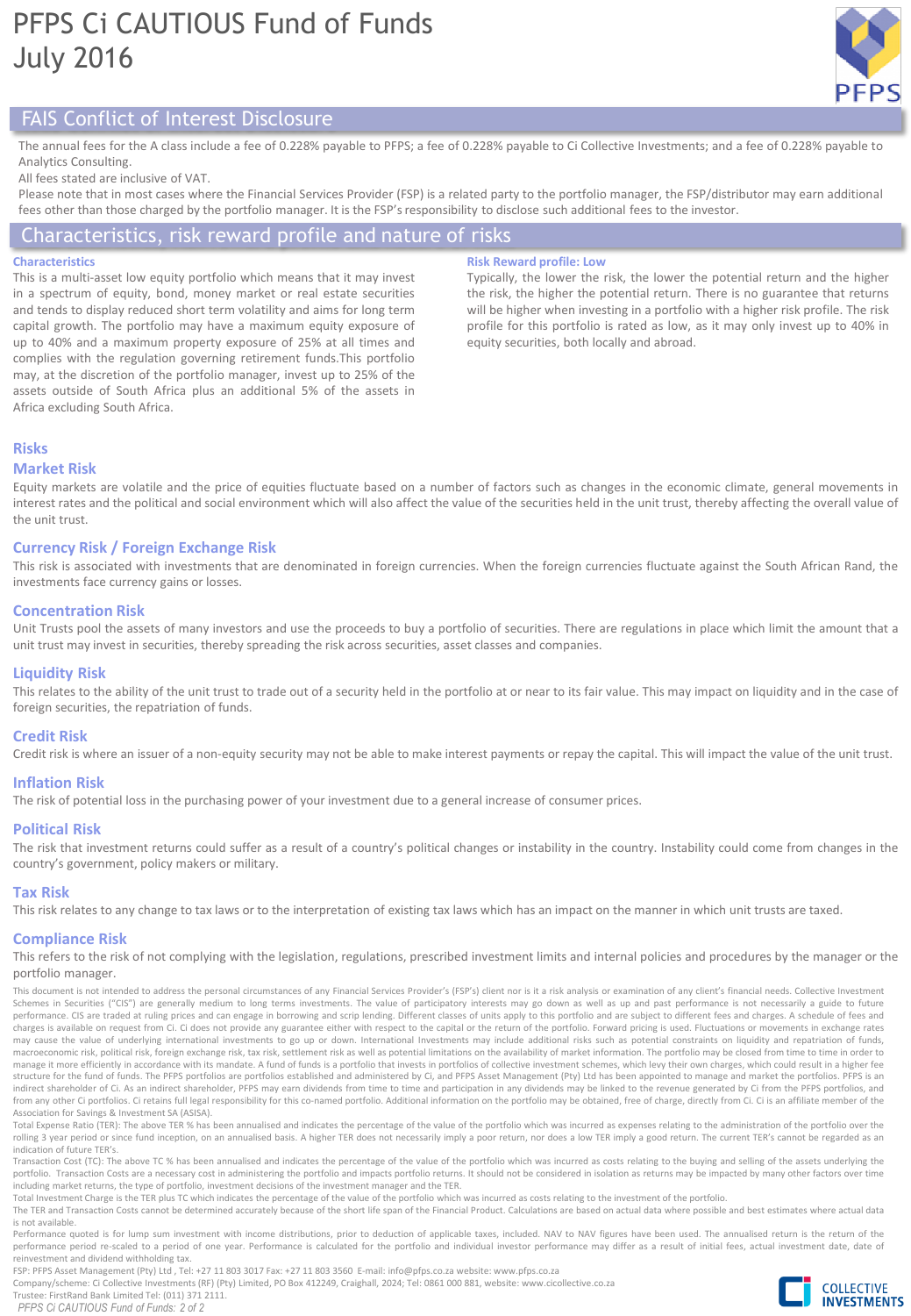# PFPS Ci CAUTIOUS Fund of Funds
July 2016

## FAIS Conflict of Interest Disclosure

The annual fees for the A class include a fee of 0.228% payable to PFPS; a fee of 0.228% payable to Ci Collective Investments; and a fee of 0.228% payable to Analytics Consulting.

All fees stated are inclusive of VAT.

Please note that in most cases where the Financial Services Provider (FSP) is a related party to the portfolio manager, the FSP/distributor may earn additional fees other than those charged by the portfolio manager. It is the FSP's responsibility to disclose such additional fees to the investor.

## Characteristics, risk reward profile and nature of risks

### Characteristics

This is a multi-asset low equity portfolio which means that it may invest in a spectrum of equity, bond, money market or real estate securities and tends to display reduced short term volatility and aims for long term capital growth. The portfolio may have a maximum equity exposure of up to 40% and a maximum property exposure of 25% at all times and complies with the regulation governing retirement funds.This portfolio may, at the discretion of the portfolio manager, invest up to 25% of the assets outside of South Africa plus an additional 5% of the assets in Africa excluding South Africa.

### Risk Reward profile: Low

Typically, the lower the risk, the lower the potential return and the higher the risk, the higher the potential return. There is no guarantee that returns will be higher when investing in a portfolio with a higher risk profile. The risk profile for this portfolio is rated as low, as it may only invest up to 40% in equity securities, both locally and abroad.

### Risks

#### Market Risk

Equity markets are volatile and the price of equities fluctuate based on a number of factors such as changes in the economic climate, general movements in interest rates and the political and social environment which will also affect the value of the securities held in the unit trust, thereby affecting the overall value of the unit trust.

#### Currency Risk / Foreign Exchange Risk

This risk is associated with investments that are denominated in foreign currencies. When the foreign currencies fluctuate against the South African Rand, the investments face currency gains or losses.

#### Concentration Risk

Unit Trusts pool the assets of many investors and use the proceeds to buy a portfolio of securities. There are regulations in place which limit the amount that a unit trust may invest in securities, thereby spreading the risk across securities, asset classes and companies.

#### Liquidity Risk

This relates to the ability of the unit trust to trade out of a security held in the portfolio at or near to its fair value. This may impact on liquidity and in the case of foreign securities, the repatriation of funds.

#### Credit Risk

Credit risk is where an issuer of a non-equity security may not be able to make interest payments or repay the capital. This will impact the value of the unit trust.

#### Inflation Risk

The risk of potential loss in the purchasing power of your investment due to a general increase of consumer prices.

#### Political Risk

The risk that investment returns could suffer as a result of a country's political changes or instability in the country. Instability could come from changes in the country's government, policy makers or military.

#### Tax Risk

This risk relates to any change to tax laws or to the interpretation of existing tax laws which has an impact on the manner in which unit trusts are taxed.

#### Compliance Risk

This refers to the risk of not complying with the legislation, regulations, prescribed investment limits and internal policies and procedures by the manager or the portfolio manager.

This document is not intended to address the personal circumstances of any Financial Services Provider's (FSP's) client nor is it a risk analysis or examination of any client's financial needs. Collective Investment Schemes in Securities ("CIS") are generally medium to long terms investments. The value of participatory interests may go down as well as up and past performance is not necessarily a guide to future performance. CIS are traded at ruling prices and can engage in borrowing and scrip lending. Different classes of units apply to this portfolio and are subject to different fees and charges. A schedule of fees and charges is available on request from Ci. Ci does not provide any guarantee either with respect to the capital or the return of the portfolio. Forward pricing is used. Fluctuations or movements in exchange rates may cause the value of underlying international investments to go up or down. International Investments may include additional risks such as potential constraints on liquidity and repatriation of funds, macroeconomic risk, political risk, foreign exchange risk, tax risk, settlement risk as well as potential limitations on the availability of market information. The portfolio may be closed from time to time in order to manage it more efficiently in accordance with its mandate. A fund of funds is a portfolio that invests in portfolios of collective investment schemes, which levy their own charges, which could result in a higher fee structure for the fund of funds. The PFPS portfolios are portfolios established and administered by Ci, and PFPS Asset Management (Pty) Ltd has been appointed to manage and market the portfolios. PFPS is an indirect shareholder of Ci. As an indirect shareholder, PFPS may earn dividends from time to time and participation in any dividends may be linked to the revenue generated by Ci from the PFPS portfolios, and from any other Ci portfolios. Ci retains full legal responsibility for this co-named portfolio. Additional information on the portfolio may be obtained, free of charge, directly from Ci. Ci is an affiliate member of the Association for Savings & Investment SA (ASISA).

Total Expense Ratio (TER): The above TER % has been annualised and indicates the percentage of the value of the portfolio which was incurred as expenses relating to the administration of the portfolio over the rolling 3 year period or since fund inception, on an annualised basis. A higher TER does not necessarily imply a poor return, nor does a low TER imply a good return. The current TER's cannot be regarded as an indication of future TER's.

Transaction Cost (TC): The above TC % has been annualised and indicates the percentage of the value of the portfolio which was incurred as costs relating to the buying and selling of the assets underlying the portfolio. Transaction Costs are a necessary cost in administering the portfolio and impacts portfolio returns. It should not be considered in isolation as returns may be impacted by many other factors over time including market returns, the type of portfolio, investment decisions of the investment manager and the TER.

Total Investment Charge is the TER plus TC which indicates the percentage of the value of the portfolio which was incurred as costs relating to the investment of the portfolio.

The TER and Transaction Costs cannot be determined accurately because of the short life span of the Financial Product. Calculations are based on actual data where possible and best estimates where actual data is not available.

Performance quoted is for lump sum investment with income distributions, prior to deduction of applicable taxes, included. NAV to NAV figures have been used. The annualised return is the return of the performance period re-scaled to a period of one year. Performance is calculated for the portfolio and individual investor performance may differ as a result of initial fees, actual investment date, date of reinvestment and dividend withholding tax.

FSP: PFPS Asset Management (Pty) Ltd , Tel: +27 11 803 3017 Fax: +27 11 803 3560 E-mail: info@pfps.co.za website: www.pfps.co.za

Company/scheme: Ci Collective Investments (RF) (Pty) Limited, PO Box 412249, Craighall, 2024; Tel: 0861 000 881, website: www.cicollective.co.za

Trustee: FirstRand Bank Limited Tel: (011) 371 2111.